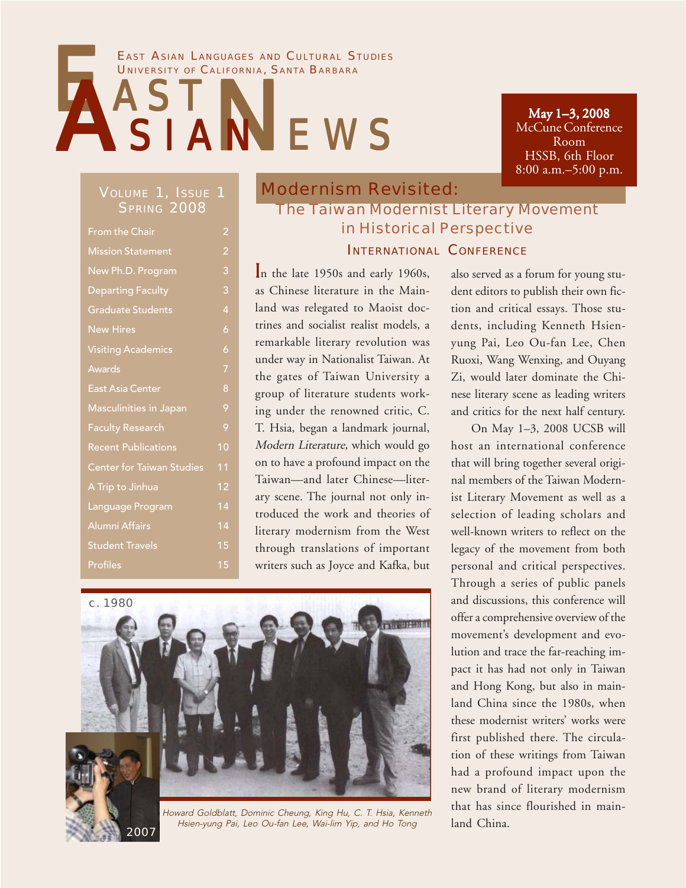East Asian Languages and Cultural Studies
University of California, Santa Barbara

# East Asian News

**May 1–3, 2008**
McCune Conference Room
HSSB, 6th Floor
8:00 a.m.–5:00 p.m.

Volume 1, Issue 1
Spring 2008

| | |
|---|---|
| From the Chair | 2 |
| Mission Statement | 2 |
| New Ph.D. Program | 3 |
| Departing Faculty | 3 |
| Graduate Students | 4 |
| New Hires | 6 |
| Visiting Academics | 6 |
| Awards | 7 |
| East Asia Center | 8 |
| Masculinities in Japan | 9 |
| Faculty Research | 9 |
| Recent Publications | 10 |
| Center for Taiwan Studies | 11 |
| A Trip to Jinhua | 12 |
| Language Program | 14 |
| Alumni Affairs | 14 |
| Student Travels | 15 |
| Profiles | 15 |

## Modernism Revisited:

### The Taiwan Modernist Literary Movement in Historical Perspective

#### International Conference

In the late 1950s and early 1960s, as Chinese literature in the Mainland was relegated to Maoist doctrines and socialist realist models, a remarkable literary revolution was under way in Nationalist Taiwan. At the gates of Taiwan University a group of literature students working under the renowned critic, C. T. Hsia, began a landmark journal, *Modern Literature,* which would go on to have a profound impact on the Taiwan—and later Chinese—literary scene. The journal not only introduced the work and theories of literary modernism from the West through translations of important writers such as Joyce and Kafka, but also served as a forum for young student editors to publish their own fiction and critical essays. Those students, including Kenneth Hsien-yung Pai, Leo Ou-fan Lee, Chen Ruoxi, Wang Wenxing, and Ouyang Zi, would later dominate the Chinese literary scene as leading writers and critics for the next half century.

On May 1–3, 2008 UCSB will host an international conference that will bring together several original members of the Taiwan Modernist Literary Movement as well as a selection of leading scholars and well-known writers to reflect on the legacy of the movement from both personal and critical perspectives. Through a series of public panels and discussions, this conference will offer a comprehensive overview of the movement's development and evolution and trace the far-reaching impact it has had not only in Taiwan and Hong Kong, but also in mainland China since the 1980s, when these modernist writers' works were first published there. The circulation of these writings from Taiwan had a profound impact upon the new brand of literary modernism that has since flourished in mainland China.

c. 1980

2007

*Howard Goldblatt, Dominic Cheung, King Hu, C. T. Hsia, Kenneth Hsien-yung Pai, Leo Ou-fan Lee, Wai-lim Yip, and Ho Tong*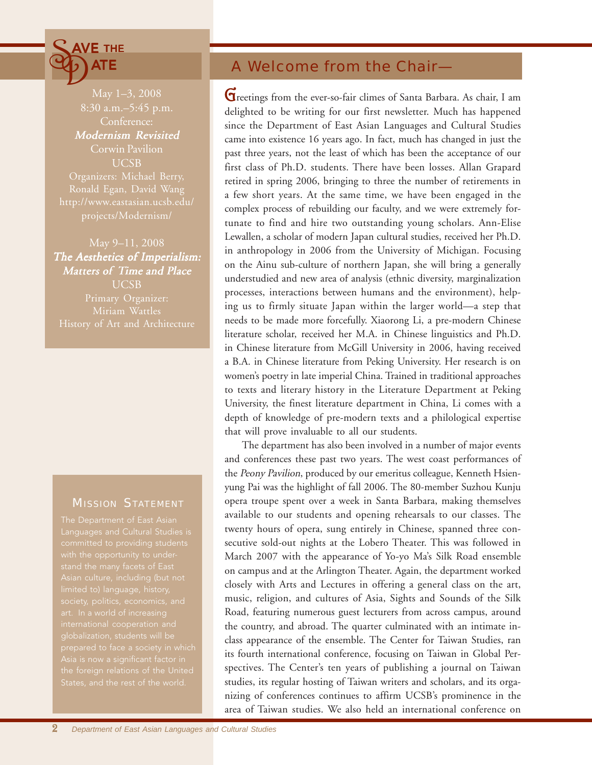## Save the Date

May 1–3, 2008
8:30 a.m.–5:45 p.m.
Conference:
***Modernism Revisited***
Corwin Pavilion
UCSB
Organizers: Michael Berry, Ronald Egan, David Wang
http://www.eastasian.ucsb.edu/projects/Modernism/

May 9–11, 2008
***The Aesthetics of Imperialism: Matters of Time and Place***
UCSB
Primary Organizer:
Miriam Wattles
History of Art and Architecture

## Mission Statement

The Department of East Asian Languages and Cultural Studies is committed to providing students with the opportunity to understand the many facets of East Asian culture, including (but not limited to) language, history, society, politics, economics, and art. In a world of increasing international cooperation and globalization, students will be prepared to face a society in which Asia is now a significant factor in the foreign relations of the United States, and the rest of the world.

## A Welcome from the Chair—

Greetings from the ever-so-fair climes of Santa Barbara. As chair, I am delighted to be writing for our first newsletter. Much has happened since the Department of East Asian Languages and Cultural Studies came into existence 16 years ago. In fact, much has changed in just the past three years, not the least of which has been the acceptance of our first class of Ph.D. students. There have been losses. Allan Grapard retired in spring 2006, bringing to three the number of retirements in a few short years. At the same time, we have been engaged in the complex process of rebuilding our faculty, and we were extremely fortunate to find and hire two outstanding young scholars. Ann-Elise Lewallen, a scholar of modern Japan cultural studies, received her Ph.D. in anthropology in 2006 from the University of Michigan. Focusing on the Ainu sub-culture of northern Japan, she will bring a generally understudied and new area of analysis (ethnic diversity, marginalization processes, interactions between humans and the environment), helping us to firmly situate Japan within the larger world—a step that needs to be made more forcefully. Xiaorong Li, a pre-modern Chinese literature scholar, received her M.A. in Chinese linguistics and Ph.D. in Chinese literature from McGill University in 2006, having received a B.A. in Chinese literature from Peking University. Her research is on women's poetry in late imperial China. Trained in traditional approaches to texts and literary history in the Literature Department at Peking University, the finest literature department in China, Li comes with a depth of knowledge of pre-modern texts and a philological expertise that will prove invaluable to all our students.

The department has also been involved in a number of major events and conferences these past two years. The west coast performances of the *Peony Pavilion*, produced by our emeritus colleague, Kenneth Hsien-yung Pai was the highlight of fall 2006. The 80-member Suzhou Kunju opera troupe spent over a week in Santa Barbara, making themselves available to our students and opening rehearsals to our classes. The twenty hours of opera, sung entirely in Chinese, spanned three consecutive sold-out nights at the Lobero Theater. This was followed in March 2007 with the appearance of Yo-yo Ma's Silk Road ensemble on campus and at the Arlington Theater. Again, the department worked closely with Arts and Lectures in offering a general class on the art, music, religion, and cultures of Asia, Sights and Sounds of the Silk Road, featuring numerous guest lecturers from across campus, around the country, and abroad. The quarter culminated with an intimate in-class appearance of the ensemble. The Center for Taiwan Studies, ran its fourth international conference, focusing on Taiwan in Global Perspectives. The Center's ten years of publishing a journal on Taiwan studies, its regular hosting of Taiwan writers and scholars, and its organizing of conferences continues to affirm UCSB's prominence in the area of Taiwan studies. We also held an international conference on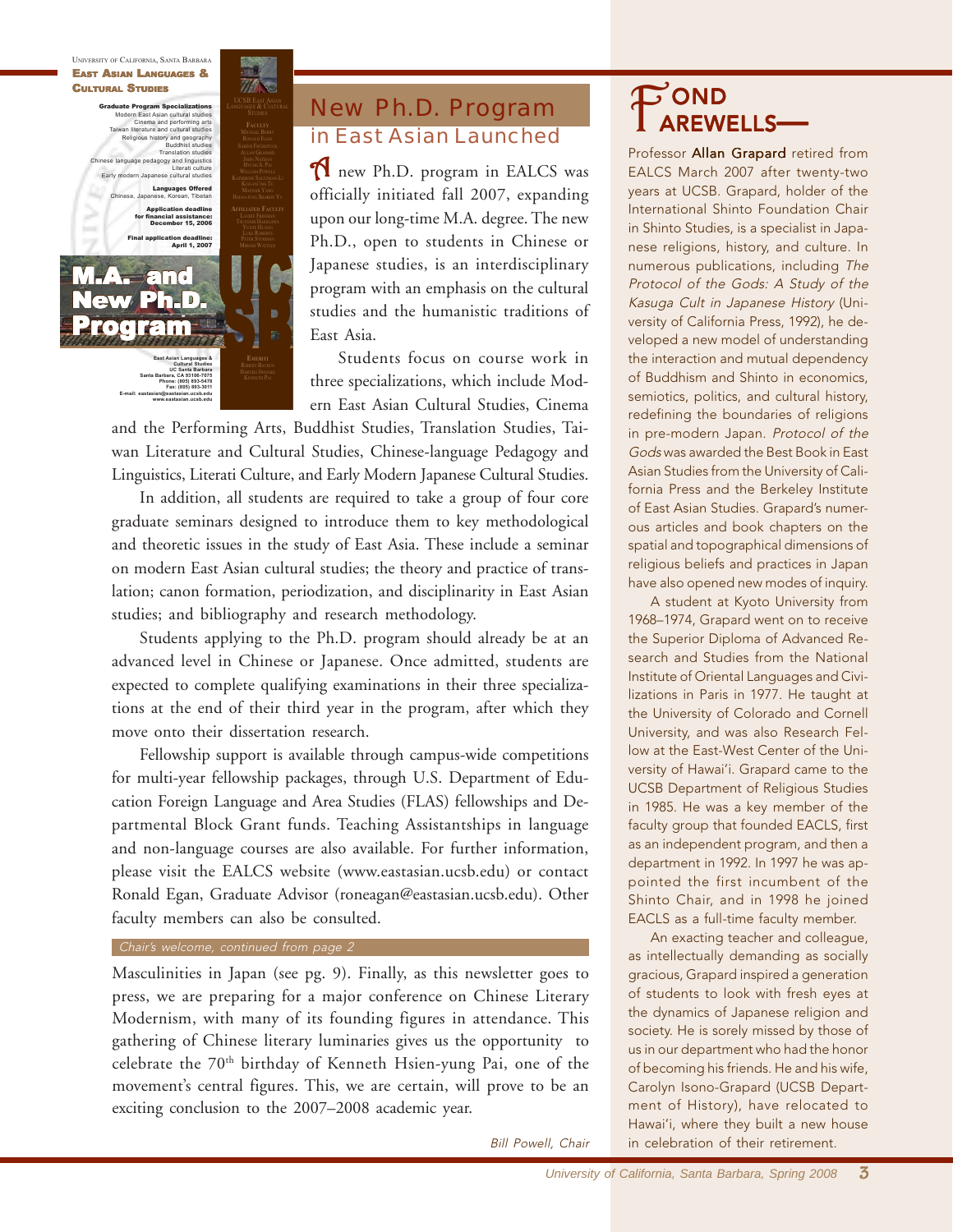## New Ph.D. Program in East Asian Launched

University of California, Santa Barbara
**East Asian Languages & Cultural Studies**

**Graduate Program Specializations**
Modern East Asian cultural studies
Cinema and performing arts
Taiwan literature and cultural studies
Religious history and geography
Buddhist studies
Translation studies
Chinese language pedagogy and linguistics
Literati culture
Early modern Japanese cultural studies

**Languages Offered**
Chinese, Japanese, Korean, Tibetan

**Application deadline for financial assistance: December 15, 2006**

**Final application deadline: April 1, 2007**

**M.A. and New Ph.D. Program**

East Asian Languages & Cultural Studies
UC Santa Barbara
Santa Barbara, CA 93106-7075
Phone: (805) 893-5478
Fax: (805) 893-3011
E-mail: eastasian@eastasian.ucsb.edu
www.eastasian.ucsb.edu

A new Ph.D. program in EALCS was officially initiated fall 2007, expanding upon our long-time M.A. degree. The new Ph.D., open to students in Chinese or Japanese studies, is an interdisciplinary program with an emphasis on the cultural studies and the humanistic traditions of East Asia.

Students focus on course work in three specializations, which include Modern East Asian Cultural Studies, Cinema and the Performing Arts, Buddhist Studies, Translation Studies, Taiwan Literature and Cultural Studies, Chinese-language Pedagogy and Linguistics, Literati Culture, and Early Modern Japanese Cultural Studies.

In addition, all students are required to take a group of four core graduate seminars designed to introduce them to key methodological and theoretic issues in the study of East Asia. These include a seminar on modern East Asian cultural studies; the theory and practice of translation; canon formation, periodization, and disciplinarity in East Asian studies; and bibliography and research methodology.

Students applying to the Ph.D. program should already be at an advanced level in Chinese or Japanese. Once admitted, students are expected to complete qualifying examinations in their three specializations at the end of their third year in the program, after which they move onto their dissertation research.

Fellowship support is available through campus-wide competitions for multi-year fellowship packages, through U.S. Department of Education Foreign Language and Area Studies (FLAS) fellowships and Departmental Block Grant funds. Teaching Assistantships in language and non-language courses are also available. For further information, please visit the EALCS website (www.eastasian.ucsb.edu) or contact Ronald Egan, Graduate Advisor (roneagan@eastasian.ucsb.edu). Other faculty members can also be consulted.

*Chair's welcome, continued from page 2*

Masculinities in Japan (see pg. 9). Finally, as this newsletter goes to press, we are preparing for a major conference on Chinese Literary Modernism, with many of its founding figures in attendance. This gathering of Chinese literary luminaries gives us the opportunity to celebrate the 70th birthday of Kenneth Hsien-yung Pai, one of the movement's central figures. This, we are certain, will prove to be an exciting conclusion to the 2007–2008 academic year.

*Bill Powell, Chair*

## Fond Farewells—

Professor **Allan Grapard** retired from EALCS March 2007 after twenty-two years at UCSB. Grapard, holder of the International Shinto Foundation Chair in Shinto Studies, is a specialist in Japanese religions, history, and culture. In numerous publications, including *The Protocol of the Gods: A Study of the Kasuga Cult in Japanese History* (University of California Press, 1992), he developed a new model of understanding the interaction and mutual dependency of Buddhism and Shinto in economics, semiotics, politics, and cultural history, redefining the boundaries of religions in pre-modern Japan. *Protocol of the Gods* was awarded the Best Book in East Asian Studies from the University of California Press and the Berkeley Institute of East Asian Studies. Grapard's numerous articles and book chapters on the spatial and topographical dimensions of religious beliefs and practices in Japan have also opened new modes of inquiry.

A student at Kyoto University from 1968–1974, Grapard went on to receive the Superior Diploma of Advanced Research and Studies from the National Institute of Oriental Languages and Civilizations in Paris in 1977. He taught at the University of Colorado and Cornell University, and was also Research Fellow at the East-West Center of the University of Hawai'i. Grapard came to the UCSB Department of Religious Studies in 1985. He was a key member of the faculty group that founded EACLS, first as an independent program, and then a department in 1992. In 1997 he was appointed the first incumbent of the Shinto Chair, and in 1998 he joined EACLS as a full-time faculty member.

An exacting teacher and colleague, as intellectually demanding as socially gracious, Grapard inspired a generation of students to look with fresh eyes at the dynamics of Japanese religion and society. He is sorely missed by those of us in our department who had the honor of becoming his friends. He and his wife, Carolyn Isono-Grapard (UCSB Department of History), have relocated to Hawai'i, where they built a new house in celebration of their retirement.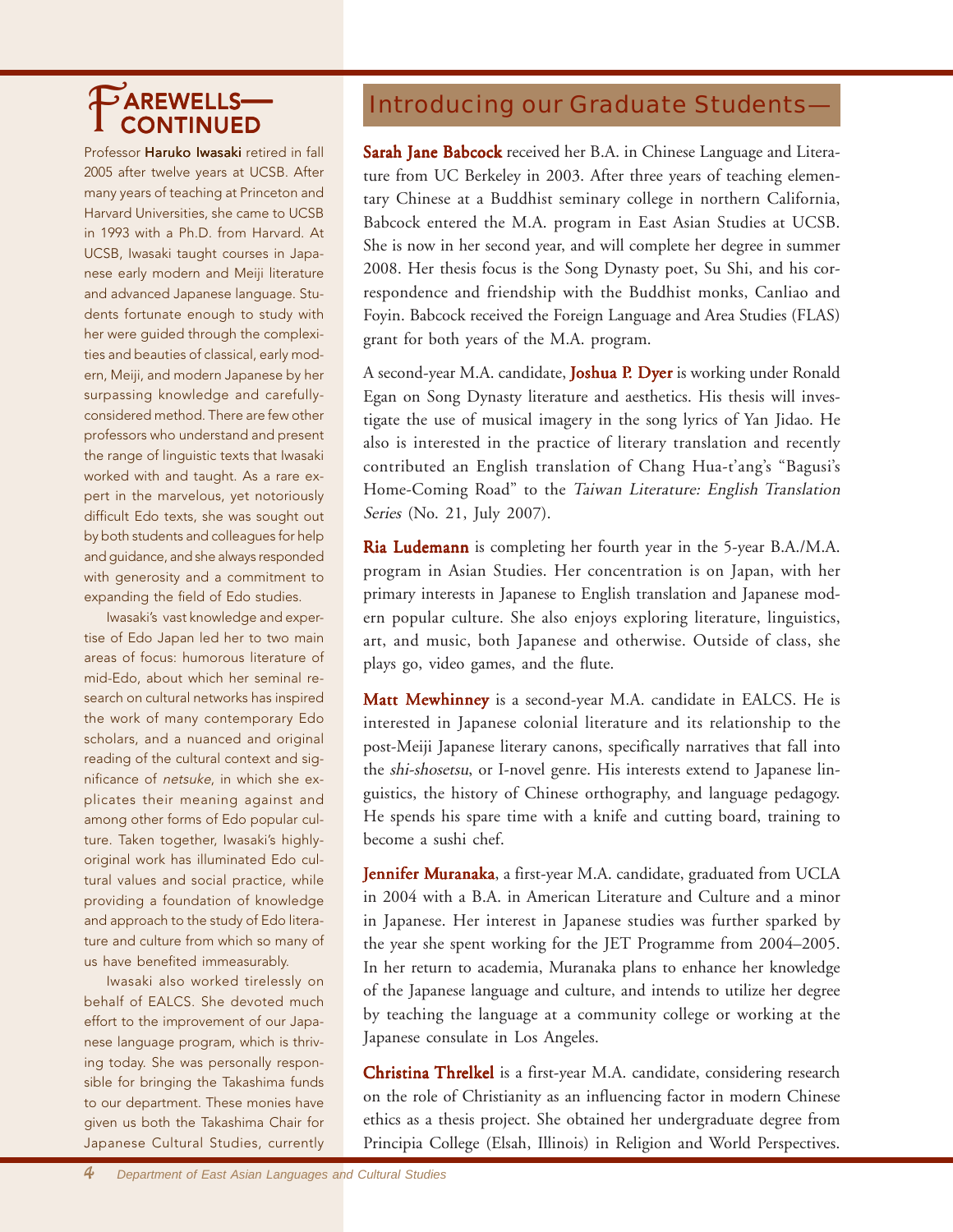## Farewells—Continued

Professor **Haruko Iwasaki** retired in fall 2005 after twelve years at UCSB. After many years of teaching at Princeton and Harvard Universities, she came to UCSB in 1993 with a Ph.D. from Harvard. At UCSB, Iwasaki taught courses in Japanese early modern and Meiji literature and advanced Japanese language. Students fortunate enough to study with her were guided through the complexities and beauties of classical, early modern, Meiji, and modern Japanese by her surpassing knowledge and carefully-considered method. There are few other professors who understand and present the range of linguistic texts that Iwasaki worked with and taught. As a rare expert in the marvelous, yet notoriously difficult Edo texts, she was sought out by both students and colleagues for help and guidance, and she always responded with generosity and a commitment to expanding the field of Edo studies.

Iwasaki's vast knowledge and expertise of Edo Japan led her to two main areas of focus: humorous literature of mid-Edo, about which her seminal research on cultural networks has inspired the work of many contemporary Edo scholars, and a nuanced and original reading of the cultural context and significance of *netsuke*, in which she explicates their meaning against and among other forms of Edo popular culture. Taken together, Iwasaki's highly-original work has illuminated Edo cultural values and social practice, while providing a foundation of knowledge and approach to the study of Edo literature and culture from which so many of us have benefited immeasurably.

Iwasaki also worked tirelessly on behalf of EALCS. She devoted much effort to the improvement of our Japanese language program, which is thriving today. She was personally responsible for bringing the Takashima funds to our department. These monies have given us both the Takashima Chair for Japanese Cultural Studies, currently

## Introducing our Graduate Students—

**Sarah Jane Babcock** received her B.A. in Chinese Language and Literature from UC Berkeley in 2003. After three years of teaching elementary Chinese at a Buddhist seminary college in northern California, Babcock entered the M.A. program in East Asian Studies at UCSB. She is now in her second year, and will complete her degree in summer 2008. Her thesis focus is the Song Dynasty poet, Su Shi, and his correspondence and friendship with the Buddhist monks, Canliao and Foyin. Babcock received the Foreign Language and Area Studies (FLAS) grant for both years of the M.A. program.

A second-year M.A. candidate, **Joshua P. Dyer** is working under Ronald Egan on Song Dynasty literature and aesthetics. His thesis will investigate the use of musical imagery in the song lyrics of Yan Jidao. He also is interested in the practice of literary translation and recently contributed an English translation of Chang Hua-t'ang's "Bagusi's Home-Coming Road" to the *Taiwan Literature: English Translation Series* (No. 21, July 2007).

**Ria Ludemann** is completing her fourth year in the 5-year B.A./M.A. program in Asian Studies. Her concentration is on Japan, with her primary interests in Japanese to English translation and Japanese modern popular culture. She also enjoys exploring literature, linguistics, art, and music, both Japanese and otherwise. Outside of class, she plays go, video games, and the flute.

**Matt Mewhinney** is a second-year M.A. candidate in EALCS. He is interested in Japanese colonial literature and its relationship to the post-Meiji Japanese literary canons, specifically narratives that fall into the *shi-shosetsu*, or I-novel genre. His interests extend to Japanese linguistics, the history of Chinese orthography, and language pedagogy. He spends his spare time with a knife and cutting board, training to become a sushi chef.

**Jennifer Muranaka**, a first-year M.A. candidate, graduated from UCLA in 2004 with a B.A. in American Literature and Culture and a minor in Japanese. Her interest in Japanese studies was further sparked by the year she spent working for the JET Programme from 2004–2005. In her return to academia, Muranaka plans to enhance her knowledge of the Japanese language and culture, and intends to utilize her degree by teaching the language at a community college or working at the Japanese consulate in Los Angeles.

**Christina Threlkel** is a first-year M.A. candidate, considering research on the role of Christianity as an influencing factor in modern Chinese ethics as a thesis project. She obtained her undergraduate degree from Principia College (Elsah, Illinois) in Religion and World Perspectives.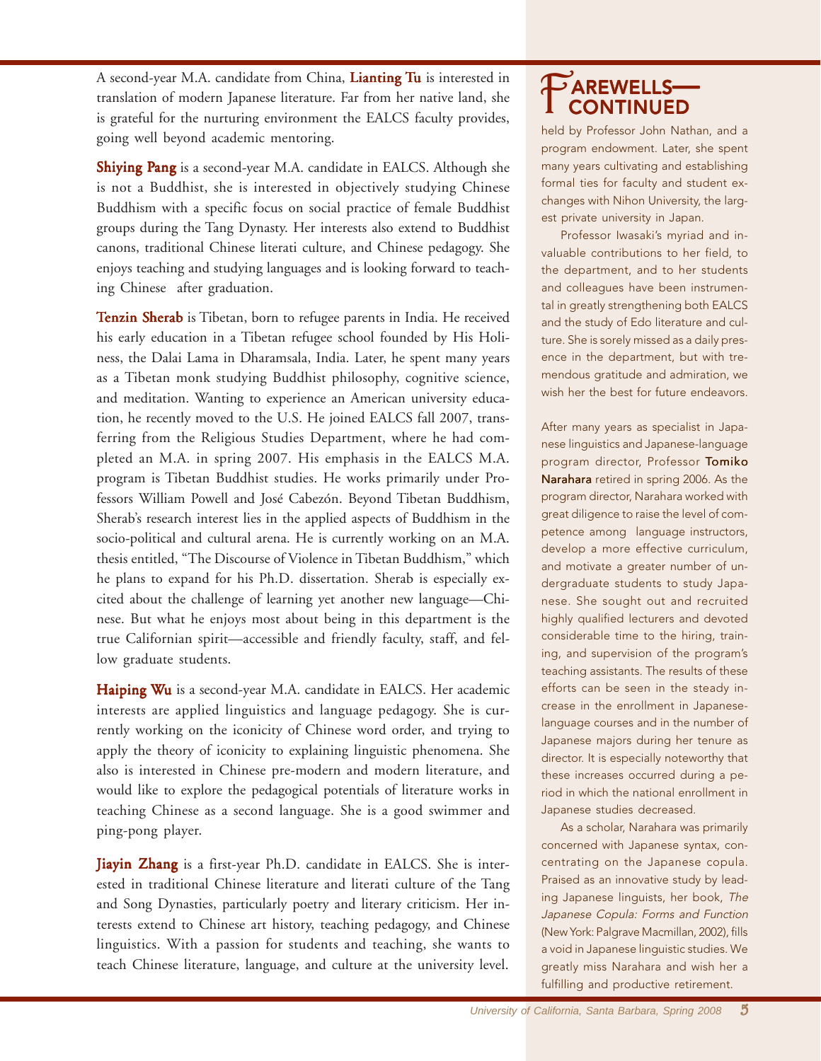A second-year M.A. candidate from China, **Lianting Tu** is interested in translation of modern Japanese literature. Far from her native land, she is grateful for the nurturing environment the EALCS faculty provides, going well beyond academic mentoring.

**Shiying Pang** is a second-year M.A. candidate in EALCS. Although she is not a Buddhist, she is interested in objectively studying Chinese Buddhism with a specific focus on social practice of female Buddhist groups during the Tang Dynasty. Her interests also extend to Buddhist canons, traditional Chinese literati culture, and Chinese pedagogy. She enjoys teaching and studying languages and is looking forward to teaching Chinese after graduation.

**Tenzin Sherab** is Tibetan, born to refugee parents in India. He received his early education in a Tibetan refugee school founded by His Holiness, the Dalai Lama in Dharamsala, India. Later, he spent many years as a Tibetan monk studying Buddhist philosophy, cognitive science, and meditation. Wanting to experience an American university education, he recently moved to the U.S. He joined EALCS fall 2007, transferring from the Religious Studies Department, where he had completed an M.A. in spring 2007. His emphasis in the EALCS M.A. program is Tibetan Buddhist studies. He works primarily under Professors William Powell and José Cabezón. Beyond Tibetan Buddhism, Sherab's research interest lies in the applied aspects of Buddhism in the socio-political and cultural arena. He is currently working on an M.A. thesis entitled, "The Discourse of Violence in Tibetan Buddhism," which he plans to expand for his Ph.D. dissertation. Sherab is especially excited about the challenge of learning yet another new language—Chinese. But what he enjoys most about being in this department is the true Californian spirit—accessible and friendly faculty, staff, and fellow graduate students.

**Haiping Wu** is a second-year M.A. candidate in EALCS. Her academic interests are applied linguistics and language pedagogy. She is currently working on the iconicity of Chinese word order, and trying to apply the theory of iconicity to explaining linguistic phenomena. She also is interested in Chinese pre-modern and modern literature, and would like to explore the pedagogical potentials of literature works in teaching Chinese as a second language. She is a good swimmer and ping-pong player.

**Jiayin Zhang** is a first-year Ph.D. candidate in EALCS. She is interested in traditional Chinese literature and literati culture of the Tang and Song Dynasties, particularly poetry and literary criticism. Her interests extend to Chinese art history, teaching pedagogy, and Chinese linguistics. With a passion for students and teaching, she wants to teach Chinese literature, language, and culture at the university level.

## FAREWELLS—CONTINUED

held by Professor John Nathan, and a program endowment. Later, she spent many years cultivating and establishing formal ties for faculty and student exchanges with Nihon University, the largest private university in Japan.

Professor Iwasaki's myriad and invaluable contributions to her field, to the department, and to her students and colleagues have been instrumental in greatly strengthening both EALCS and the study of Edo literature and culture. She is sorely missed as a daily presence in the department, but with tremendous gratitude and admiration, we wish her the best for future endeavors.

After many years as specialist in Japanese linguistics and Japanese-language program director, Professor **Tomiko Narahara** retired in spring 2006. As the program director, Narahara worked with great diligence to raise the level of competence among language instructors, develop a more effective curriculum, and motivate a greater number of undergraduate students to study Japanese. She sought out and recruited highly qualified lecturers and devoted considerable time to the hiring, training, and supervision of the program's teaching assistants. The results of these efforts can be seen in the steady increase in the enrollment in Japanese-language courses and in the number of Japanese majors during her tenure as director. It is especially noteworthy that these increases occurred during a period in which the national enrollment in Japanese studies decreased.

As a scholar, Narahara was primarily concerned with Japanese syntax, concentrating on the Japanese copula. Praised as an innovative study by leading Japanese linguists, her book, *The Japanese Copula: Forms and Function* (New York: Palgrave Macmillan, 2002), fills a void in Japanese linguistic studies. We greatly miss Narahara and wish her a fulfilling and productive retirement.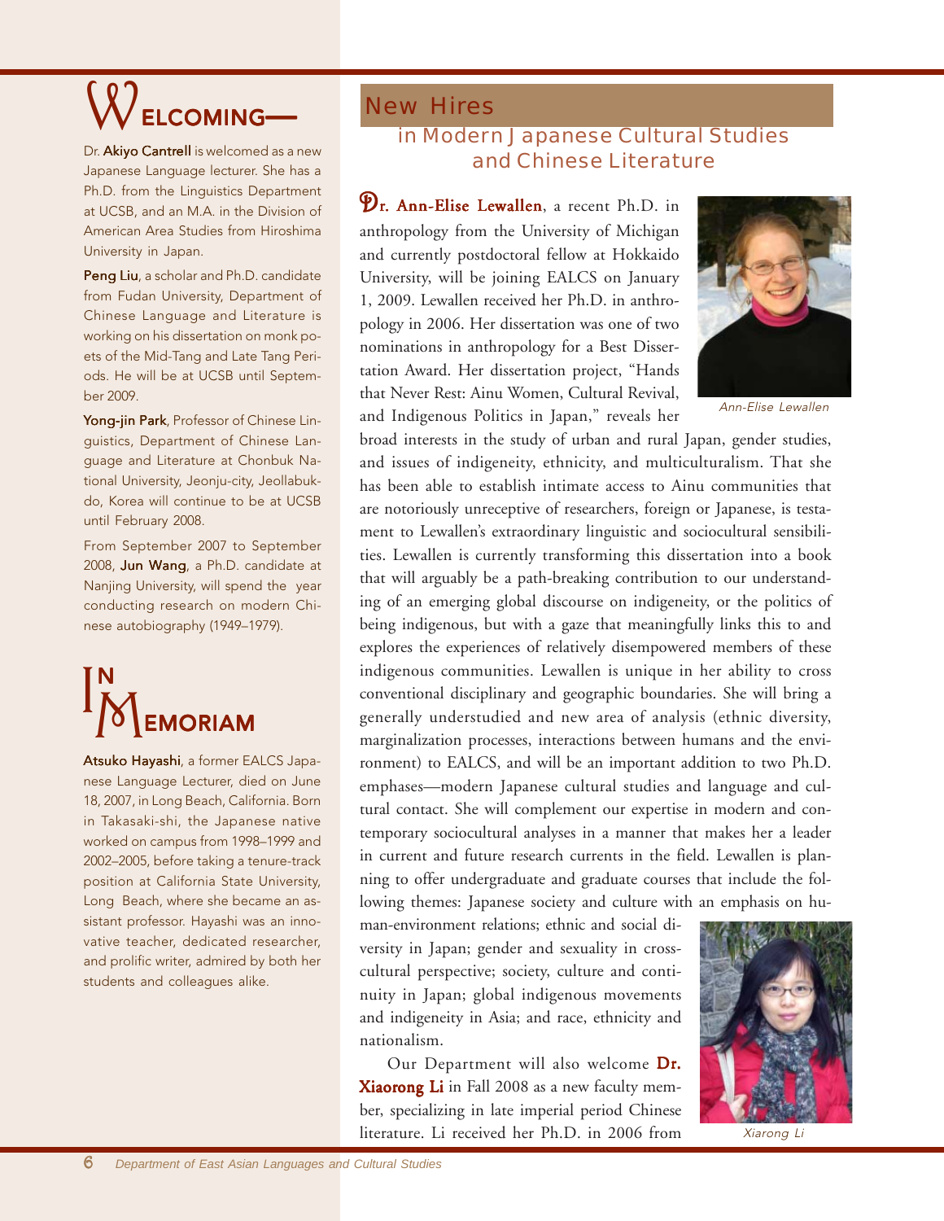# WELCOMING—

Dr. **Akiyo Cantrell** is welcomed as a new Japanese Language lecturer. She has a Ph.D. from the Linguistics Department at UCSB, and an M.A. in the Division of American Area Studies from Hiroshima University in Japan.

**Peng Liu**, a scholar and Ph.D. candidate from Fudan University, Department of Chinese Language and Literature is working on his dissertation on monk poets of the Mid-Tang and Late Tang Periods. He will be at UCSB until September 2009.

**Yong-jin Park**, Professor of Chinese Linguistics, Department of Chinese Language and Literature at Chonbuk National University, Jeonju-city, Jeollabuk-do, Korea will continue to be at UCSB until February 2008.

From September 2007 to September 2008, **Jun Wang**, a Ph.D. candidate at Nanjing University, will spend the year conducting research on modern Chinese autobiography (1949–1979).

# IN MEMORIAM

**Atsuko Hayashi**, a former EALCS Japanese Language Lecturer, died on June 18, 2007, in Long Beach, California. Born in Takasaki-shi, the Japanese native worked on campus from 1998–1999 and 2002–2005, before taking a tenure-track position at California State University, Long Beach, where she became an assistant professor. Hayashi was an innovative teacher, dedicated researcher, and prolific writer, admired by both her students and colleagues alike.

# New Hires

## in Modern Japanese Cultural Studies and Chinese Literature

**Dr. Ann-Elise Lewallen**, a recent Ph.D. in anthropology from the University of Michigan and currently postdoctoral fellow at Hokkaido University, will be joining EALCS on January 1, 2009. Lewallen received her Ph.D. in anthropology in 2006. Her dissertation was one of two nominations in anthropology for a Best Dissertation Award. Her dissertation project, "Hands that Never Rest: Ainu Women, Cultural Revival, and Indigenous Politics in Japan," reveals her broad interests in the study of urban and rural Japan, gender studies, and issues of indigeneity, ethnicity, and multiculturalism. That she has been able to establish intimate access to Ainu communities that are notoriously unreceptive of researchers, foreign or Japanese, is testament to Lewallen's extraordinary linguistic and sociocultural sensibilities. Lewallen is currently transforming this dissertation into a book that will arguably be a path-breaking contribution to our understanding of an emerging global discourse on indigeneity, or the politics of being indigenous, but with a gaze that meaningfully links this to and explores the experiences of relatively disempowered members of these indigenous communities. Lewallen is unique in her ability to cross conventional disciplinary and geographic boundaries. She will bring a generally understudied and new area of analysis (ethnic diversity, marginalization processes, interactions between humans and the environment) to EALCS, and will be an important addition to two Ph.D. emphases—modern Japanese cultural studies and language and cultural contact. She will complement our expertise in modern and contemporary sociocultural analyses in a manner that makes her a leader in current and future research currents in the field. Lewallen is planning to offer undergraduate and graduate courses that include the following themes: Japanese society and culture with an emphasis on human-environment relations; ethnic and social diversity in Japan; gender and sexuality in cross-cultural perspective; society, culture and continuity in Japan; global indigenous movements and indigeneity in Asia; and race, ethnicity and nationalism.

*Ann-Elise Lewallen*

Our Department will also welcome **Dr. Xiaorong Li** in Fall 2008 as a new faculty member, specializing in late imperial period Chinese literature. Li received her Ph.D. in 2006 from

*Xiarong Li*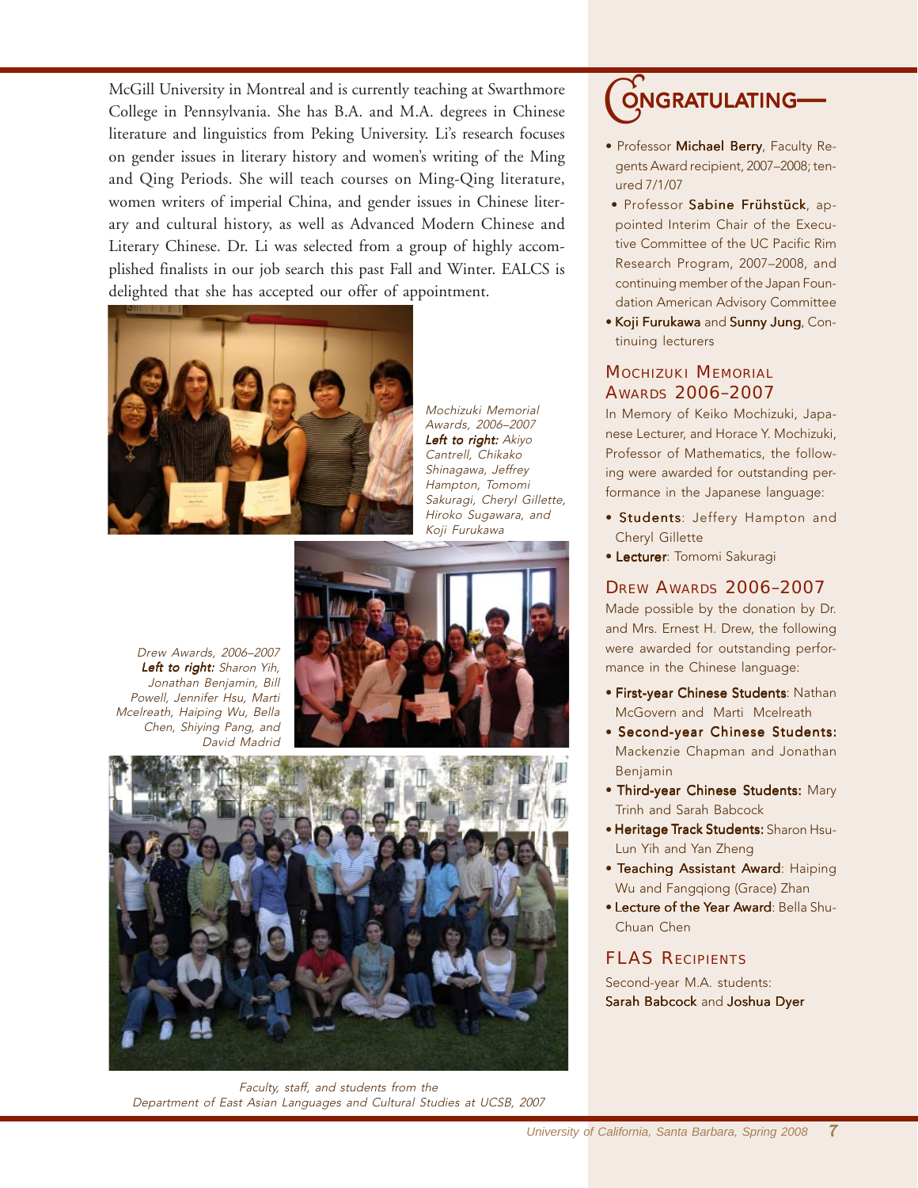McGill University in Montreal and is currently teaching at Swarthmore College in Pennsylvania. She has B.A. and M.A. degrees in Chinese literature and linguistics from Peking University. Li's research focuses on gender issues in literary history and women's writing of the Ming and Qing Periods. She will teach courses on Ming-Qing literature, women writers of imperial China, and gender issues in Chinese literary and cultural history, as well as Advanced Modern Chinese and Literary Chinese. Dr. Li was selected from a group of highly accomplished finalists in our job search this past Fall and Winter. EALCS is delighted that she has accepted our offer of appointment.

*Mochizuki Memorial Awards, 2006–2007* ***Left to right:*** *Akiyo Cantrell, Chikako Shinagawa, Jeffrey Hampton, Tomomi Sakuragi, Cheryl Gillette, Hiroko Sugawara, and Koji Furukawa*

*Drew Awards, 2006–2007* ***Left to right:*** *Sharon Yih, Jonathan Benjamin, Bill Powell, Jennifer Hsu, Marti Mcelreath, Haiping Wu, Bella Chen, Shiying Pang, and David Madrid*

*Faculty, staff, and students from the Department of East Asian Languages and Cultural Studies at UCSB, 2007*

## CONGRATULATING—

- Professor **Michael Berry**, Faculty Regents Award recipient, 2007–2008; tenured 7/1/07
- Professor **Sabine Frühstück**, appointed Interim Chair of the Executive Committee of the UC Pacific Rim Research Program, 2007–2008, and continuing member of the Japan Foundation American Advisory Committee
- **Koji Furukawa** and **Sunny Jung**, Continuing lecturers

### Mochizuki Memorial Awards 2006–2007

In Memory of Keiko Mochizuki, Japanese Lecturer, and Horace Y. Mochizuki, Professor of Mathematics, the following were awarded for outstanding performance in the Japanese language:

- **Students**: Jeffery Hampton and Cheryl Gillette
- **Lecturer**: Tomomi Sakuragi

### Drew Awards 2006–2007

Made possible by the donation by Dr. and Mrs. Ernest H. Drew, the following were awarded for outstanding performance in the Chinese language:

- **First-year Chinese Students**: Nathan McGovern and Marti Mcelreath
- **Second-year Chinese Students:** Mackenzie Chapman and Jonathan Benjamin
- **Third-year Chinese Students:** Mary Trinh and Sarah Babcock
- **Heritage Track Students:** Sharon Hsu-Lun Yih and Yan Zheng
- **Teaching Assistant Award**: Haiping Wu and Fangqiong (Grace) Zhan
- **Lecture of the Year Award**: Bella Shu-Chuan Chen

### FLAS Recipients

Second-year M.A. students: **Sarah Babcock** and **Joshua Dyer**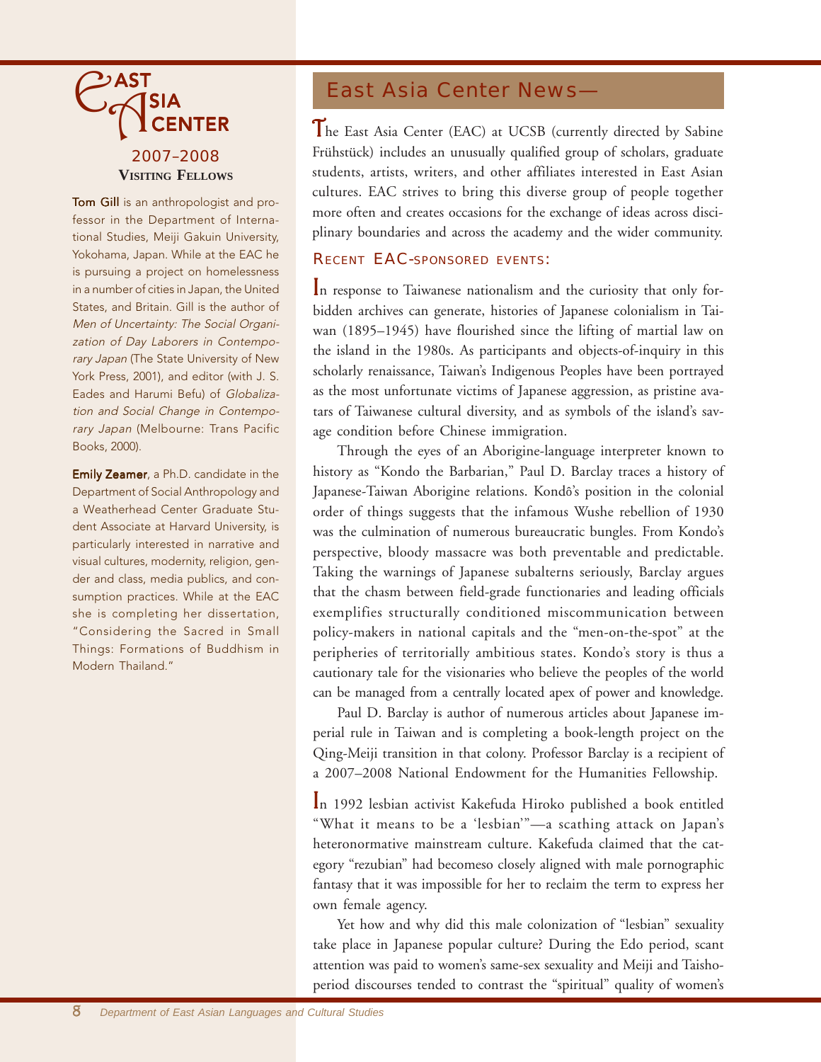# East Asia Center

## 2007–2008 Visiting Fellows

**Tom Gill** is an anthropologist and professor in the Department of International Studies, Meiji Gakuin University, Yokohama, Japan. While at the EAC he is pursuing a project on homelessness in a number of cities in Japan, the United States, and Britain. Gill is the author of *Men of Uncertainty: The Social Organization of Day Laborers in Contemporary Japan* (The State University of New York Press, 2001), and editor (with J. S. Eades and Harumi Befu) of *Globalization and Social Change in Contemporary Japan* (Melbourne: Trans Pacific Books, 2000).

**Emily Zeamer**, a Ph.D. candidate in the Department of Social Anthropology and a Weatherhead Center Graduate Student Associate at Harvard University, is particularly interested in narrative and visual cultures, modernity, religion, gender and class, media publics, and consumption practices. While at the EAC she is completing her dissertation, "Considering the Sacred in Small Things: Formations of Buddhism in Modern Thailand."

## East Asia Center News—

The East Asia Center (EAC) at UCSB (currently directed by Sabine Frühstück) includes an unusually qualified group of scholars, graduate students, artists, writers, and other affiliates interested in East Asian cultures. EAC strives to bring this diverse group of people together more often and creates occasions for the exchange of ideas across disciplinary boundaries and across the academy and the wider community.

### Recent EAC-sponsored events:

In response to Taiwanese nationalism and the curiosity that only forbidden archives can generate, histories of Japanese colonialism in Taiwan (1895–1945) have flourished since the lifting of martial law on the island in the 1980s. As participants and objects-of-inquiry in this scholarly renaissance, Taiwan's Indigenous Peoples have been portrayed as the most unfortunate victims of Japanese aggression, as pristine avatars of Taiwanese cultural diversity, and as symbols of the island's savage condition before Chinese immigration.

Through the eyes of an Aborigine-language interpreter known to history as "Kondo the Barbarian," Paul D. Barclay traces a history of Japanese-Taiwan Aborigine relations. Kondô's position in the colonial order of things suggests that the infamous Wushe rebellion of 1930 was the culmination of numerous bureaucratic bungles. From Kondo's perspective, bloody massacre was both preventable and predictable. Taking the warnings of Japanese subalterns seriously, Barclay argues that the chasm between field-grade functionaries and leading officials exemplifies structurally conditioned miscommunication between policy-makers in national capitals and the "men-on-the-spot" at the peripheries of territorially ambitious states. Kondo's story is thus a cautionary tale for the visionaries who believe the peoples of the world can be managed from a centrally located apex of power and knowledge.

Paul D. Barclay is author of numerous articles about Japanese imperial rule in Taiwan and is completing a book-length project on the Qing-Meiji transition in that colony. Professor Barclay is a recipient of a 2007–2008 National Endowment for the Humanities Fellowship.

In 1992 lesbian activist Kakefuda Hiroko published a book entitled "What it means to be a 'lesbian'"—a scathing attack on Japan's heteronormative mainstream culture. Kakefuda claimed that the category "rezubian" had becomeso closely aligned with male pornographic fantasy that it was impossible for her to reclaim the term to express her own female agency.

Yet how and why did this male colonization of "lesbian" sexuality take place in Japanese popular culture? During the Edo period, scant attention was paid to women's same-sex sexuality and Meiji and Taisho-period discourses tended to contrast the "spiritual" quality of women's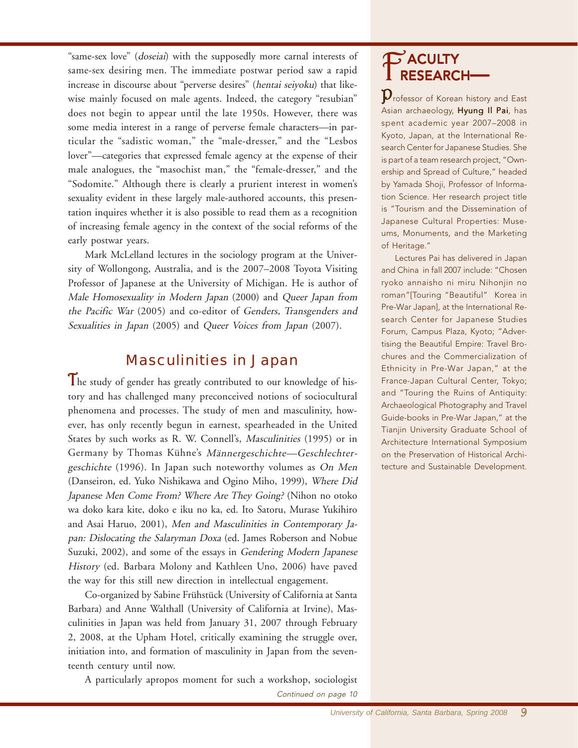"same-sex love" (*doseiai*) with the supposedly more carnal interests of same-sex desiring men. The immediate postwar period saw a rapid increase in discourse about "perverse desires" (*hentai seiyoku*) that likewise mainly focused on male agents. Indeed, the category "resubian" does not begin to appear until the late 1950s. However, there was some media interest in a range of perverse female characters—in particular the "sadistic woman," the "male-dresser," and the "Lesbos lover"—categories that expressed female agency at the expense of their male analogues, the "masochist man," the "female-dresser," and the "Sodomite." Although there is clearly a prurient interest in women's sexuality evident in these largely male-authored accounts, this presentation inquires whether it is also possible to read them as a recognition of increasing female agency in the context of the social reforms of the early postwar years.

Mark McLelland lectures in the sociology program at the University of Wollongong, Australia, and is the 2007–2008 Toyota Visiting Professor of Japanese at the University of Michigan. He is author of *Male Homosexuality in Modern Japan* (2000) and *Queer Japan from the Pacific War* (2005) and co-editor of *Genders, Transgenders and Sexualities in Japan* (2005) and *Queer Voices from Japan* (2007).

## Masculinities in Japan

The study of gender has greatly contributed to our knowledge of history and has challenged many preconceived notions of sociocultural phenomena and processes. The study of men and masculinity, however, has only recently begun in earnest, spearheaded in the United States by such works as R. W. Connell's, *Masculinities* (1995) or in Germany by Thomas Kühne's *Männergeschichte—Geschlechtergeschichte* (1996). In Japan such noteworthy volumes as *On Men* (Danseiron, ed. Yuko Nishikawa and Ogino Miho, 1999), *Where Did Japanese Men Come From? Where Are They Going?* (Nihon no otoko wa doko kara kite, doko e iku no ka, ed. Ito Satoru, Murase Yukihiro and Asai Haruo, 2001), *Men and Masculinities in Contemporary Japan: Dislocating the Salaryman Doxa* (ed. James Roberson and Nobue Suzuki, 2002), and some of the essays in *Gendering Modern Japanese History* (ed. Barbara Molony and Kathleen Uno, 2006) have paved the way for this still new direction in intellectual engagement.

Co-organized by Sabine Frühstück (University of California at Santa Barbara) and Anne Walthall (University of California at Irvine), Masculinities in Japan was held from January 31, 2007 through February 2, 2008, at the Upham Hotel, critically examining the struggle over, initiation into, and formation of masculinity in Japan from the seventeenth century until now.

A particularly apropos moment for such a workshop, sociologist

*Continued on page 10*

## Faculty Research—

Professor of Korean history and East Asian archaeology, **Hyung Il Pai**, has spent academic year 2007–2008 in Kyoto, Japan, at the International Research Center for Japanese Studies. She is part of a team research project, "Ownership and Spread of Culture," headed by Yamada Shoji, Professor of Information Science. Her research project title is "Tourism and the Dissemination of Japanese Cultural Properties: Museums, Monuments, and the Marketing of Heritage."

Lectures Pai has delivered in Japan and China in fall 2007 include: "Chosen ryoko annaisho ni miru Nihonjin no roman"[Touring "Beautiful" Korea in Pre-War Japan], at the International Research Center for Japanese Studies Forum, Campus Plaza, Kyoto; "Advertising the Beautiful Empire: Travel Brochures and the Commercialization of Ethnicity in Pre-War Japan," at the France-Japan Cultural Center, Tokyo; and "Touring the Ruins of Antiquity: Archaeological Photography and Travel Guide-books in Pre-War Japan," at the Tianjin University Graduate School of Architecture International Symposium on the Preservation of Historical Architecture and Sustainable Development.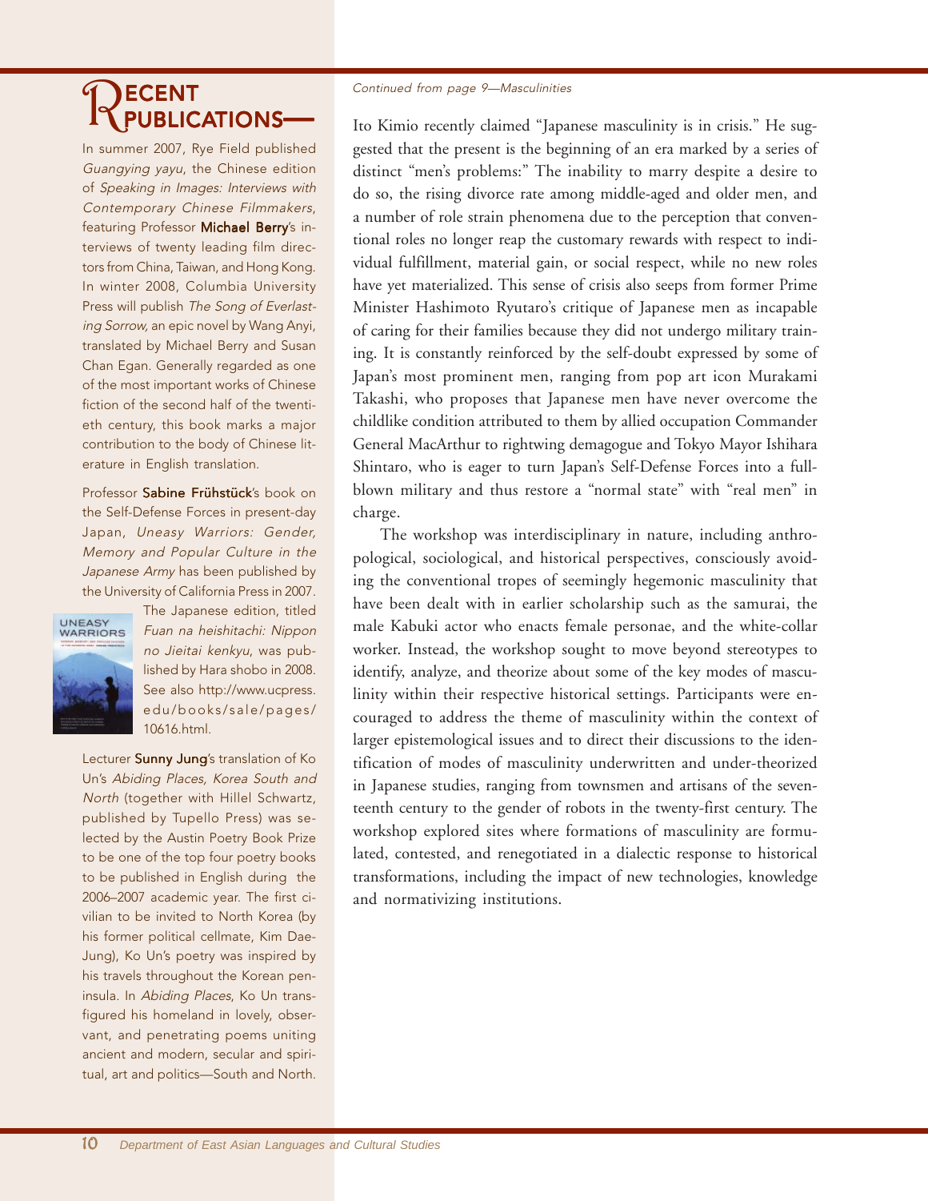# RECENT PUBLICATIONS—

In summer 2007, Rye Field published *Guangying yayu*, the Chinese edition of *Speaking in Images: Interviews with Contemporary Chinese Filmmakers*, featuring Professor **Michael Berry**'s interviews of twenty leading film directors from China, Taiwan, and Hong Kong. In winter 2008, Columbia University Press will publish *The Song of Everlasting Sorrow,* an epic novel by Wang Anyi, translated by Michael Berry and Susan Chan Egan. Generally regarded as one of the most important works of Chinese fiction of the second half of the twentieth century, this book marks a major contribution to the body of Chinese literature in English translation.

Professor **Sabine Frühstück**'s book on the Self-Defense Forces in present-day Japan, *Uneasy Warriors: Gender, Memory and Popular Culture in the Japanese Army* has been published by the University of California Press in 2007. The Japanese edition, titled *Fuan na heishitachi: Nippon no Jieitai kenkyu*, was published by Hara shobo in 2008. See also http://www.ucpress.edu/books/sale/pages/10616.html.

Lecturer **Sunny Jung**'s translation of Ko Un's *Abiding Places, Korea South and North* (together with Hillel Schwartz, published by Tupello Press) was selected by the Austin Poetry Book Prize to be one of the top four poetry books to be published in English during the 2006–2007 academic year. The first civilian to be invited to North Korea (by his former political cellmate, Kim Dae-Jung), Ko Un's poetry was inspired by his travels throughout the Korean peninsula. In *Abiding Places*, Ko Un transfigured his homeland in lovely, observant, and penetrating poems uniting ancient and modern, secular and spiritual, art and politics—South and North.

*Continued from page 9—Masculinities*

Ito Kimio recently claimed "Japanese masculinity is in crisis." He suggested that the present is the beginning of an era marked by a series of distinct "men's problems:" The inability to marry despite a desire to do so, the rising divorce rate among middle-aged and older men, and a number of role strain phenomena due to the perception that conventional roles no longer reap the customary rewards with respect to individual fulfillment, material gain, or social respect, while no new roles have yet materialized. This sense of crisis also seeps from former Prime Minister Hashimoto Ryutaro's critique of Japanese men as incapable of caring for their families because they did not undergo military training. It is constantly reinforced by the self-doubt expressed by some of Japan's most prominent men, ranging from pop art icon Murakami Takashi, who proposes that Japanese men have never overcome the childlike condition attributed to them by allied occupation Commander General MacArthur to rightwing demagogue and Tokyo Mayor Ishihara Shintaro, who is eager to turn Japan's Self-Defense Forces into a full-blown military and thus restore a "normal state" with "real men" in charge.

The workshop was interdisciplinary in nature, including anthropological, sociological, and historical perspectives, consciously avoiding the conventional tropes of seemingly hegemonic masculinity that have been dealt with in earlier scholarship such as the samurai, the male Kabuki actor who enacts female personae, and the white-collar worker. Instead, the workshop sought to move beyond stereotypes to identify, analyze, and theorize about some of the key modes of masculinity within their respective historical settings. Participants were encouraged to address the theme of masculinity within the context of larger epistemological issues and to direct their discussions to the identification of modes of masculinity underwritten and under-theorized in Japanese studies, ranging from townsmen and artisans of the seventeenth century to the gender of robots in the twenty-first century. The workshop explored sites where formations of masculinity are formulated, contested, and renegotiated in a dialectic response to historical transformations, including the impact of new technologies, knowledge and normativizing institutions.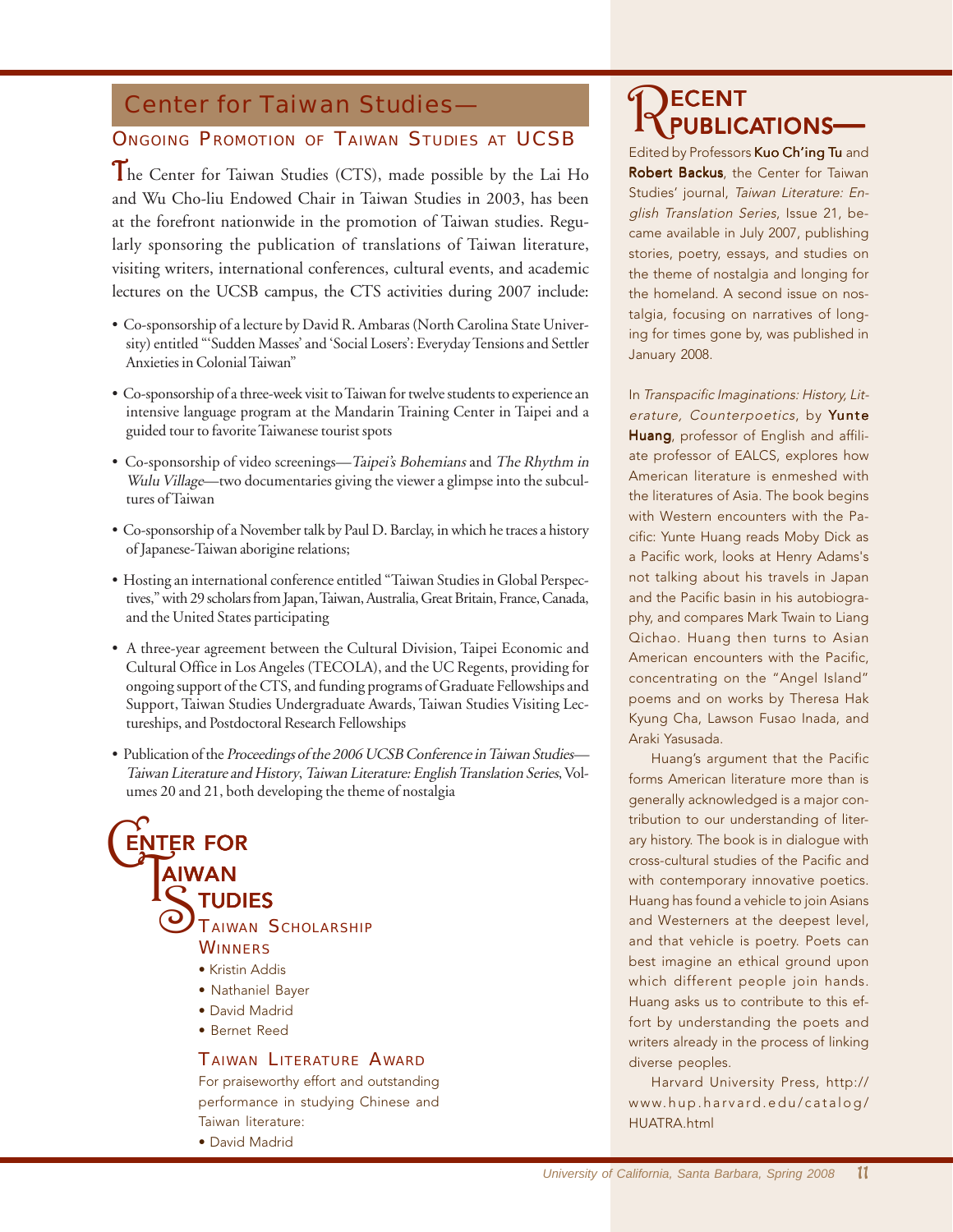## Center for Taiwan Studies—

### Ongoing Promotion of Taiwan Studies at UCSB

The Center for Taiwan Studies (CTS), made possible by the Lai Ho and Wu Cho-liu Endowed Chair in Taiwan Studies in 2003, has been at the forefront nationwide in the promotion of Taiwan studies. Regularly sponsoring the publication of translations of Taiwan literature, visiting writers, international conferences, cultural events, and academic lectures on the UCSB campus, the CTS activities during 2007 include:

- Co-sponsorship of a lecture by David R. Ambaras (North Carolina State University) entitled "'Sudden Masses' and 'Social Losers': Everyday Tensions and Settler Anxieties in Colonial Taiwan"
- Co-sponsorship of a three-week visit to Taiwan for twelve students to experience an intensive language program at the Mandarin Training Center in Taipei and a guided tour to favorite Taiwanese tourist spots
- Co-sponsorship of video screenings—*Taipei's Bohemians* and *The Rhythm in Wulu Village*—two documentaries giving the viewer a glimpse into the subcultures of Taiwan
- Co-sponsorship of a November talk by Paul D. Barclay, in which he traces a history of Japanese-Taiwan aborigine relations;
- Hosting an international conference entitled "Taiwan Studies in Global Perspectives," with 29 scholars from Japan, Taiwan, Australia, Great Britain, France, Canada, and the United States participating
- A three-year agreement between the Cultural Division, Taipei Economic and Cultural Office in Los Angeles (TECOLA), and the UC Regents, providing for ongoing support of the CTS, and funding programs of Graduate Fellowships and Support, Taiwan Studies Undergraduate Awards, Taiwan Studies Visiting Lectureships, and Postdoctoral Research Fellowships
- Publication of the *Proceedings of the 2006 UCSB Conference in Taiwan Studies—Taiwan Literature and History*, *Taiwan Literature: English Translation Series*, Volumes 20 and 21, both developing the theme of nostalgia

## Center for Taiwan Studies

### Taiwan Scholarship Winners

- Kristin Addis
- Nathaniel Bayer
- David Madrid
- Bernet Reed

### Taiwan Literature Award

For praiseworthy effort and outstanding performance in studying Chinese and Taiwan literature:

- David Madrid

## Recent Publications—

Edited by Professors **Kuo Ch'ing Tu** and **Robert Backus**, the Center for Taiwan Studies' journal, *Taiwan Literature: English Translation Series*, Issue 21, became available in July 2007, publishing stories, poetry, essays, and studies on the theme of nostalgia and longing for the homeland. A second issue on nostalgia, focusing on narratives of longing for times gone by, was published in January 2008.

In *Transpacific Imaginations: History, Literature, Counterpoetics*, by **Yunte Huang**, professor of English and affiliate professor of EALCS, explores how American literature is enmeshed with the literatures of Asia. The book begins with Western encounters with the Pacific: Yunte Huang reads Moby Dick as a Pacific work, looks at Henry Adams's not talking about his travels in Japan and the Pacific basin in his autobiography, and compares Mark Twain to Liang Qichao. Huang then turns to Asian American encounters with the Pacific, concentrating on the "Angel Island" poems and on works by Theresa Hak Kyung Cha, Lawson Fusao Inada, and Araki Yasusada.

Huang's argument that the Pacific forms American literature more than is generally acknowledged is a major contribution to our understanding of literary history. The book is in dialogue with cross-cultural studies of the Pacific and with contemporary innovative poetics. Huang has found a vehicle to join Asians and Westerners at the deepest level, and that vehicle is poetry. Poets can best imagine an ethical ground upon which different people join hands. Huang asks us to contribute to this effort by understanding the poets and writers already in the process of linking diverse peoples.

Harvard University Press, http://www.hup.harvard.edu/catalog/HUATRA.html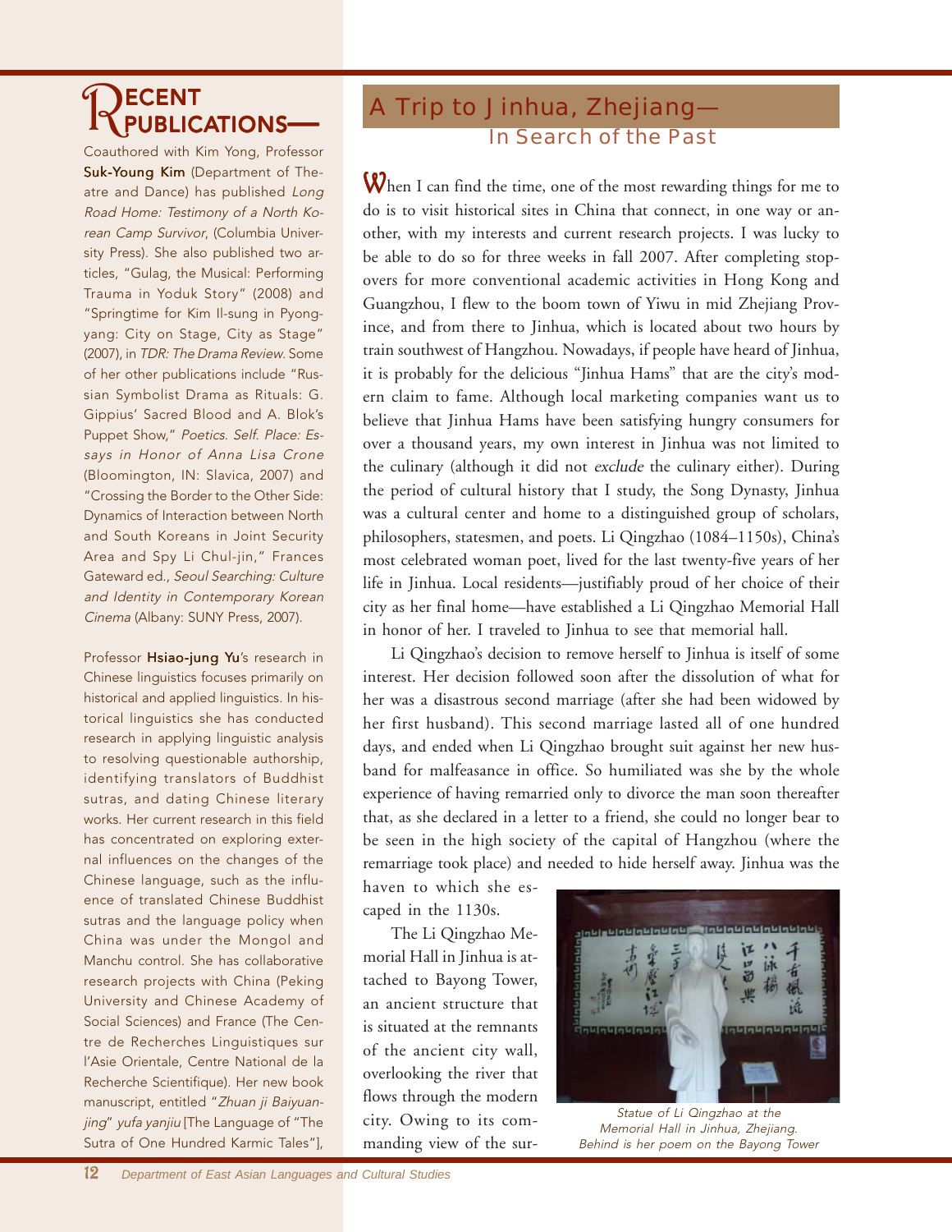# RECENT PUBLICATIONS—

Coauthored with Kim Yong, Professor **Suk-Young Kim** (Department of Theatre and Dance) has published *Long Road Home: Testimony of a North Korean Camp Survivor*, (Columbia University Press). She also published two articles, "Gulag, the Musical: Performing Trauma in Yoduk Story" (2008) and "Springtime for Kim Il-sung in Pyongyang: City on Stage, City as Stage" (2007), in *TDR: The Drama Review.* Some of her other publications include "Russian Symbolist Drama as Rituals: G. Gippius' Sacred Blood and A. Blok's Puppet Show," *Poetics. Self. Place: Essays in Honor of Anna Lisa Crone* (Bloomington, IN: Slavica, 2007) and "Crossing the Border to the Other Side: Dynamics of Interaction between North and South Koreans in Joint Security Area and Spy Li Chul-jin," Frances Gateward ed., *Seoul Searching: Culture and Identity in Contemporary Korean Cinema* (Albany: SUNY Press, 2007).

Professor **Hsiao-jung Yu**'s research in Chinese linguistics focuses primarily on historical and applied linguistics. In historical linguistics she has conducted research in applying linguistic analysis to resolving questionable authorship, identifying translators of Buddhist sutras, and dating Chinese literary works. Her current research in this field has concentrated on exploring external influences on the changes of the Chinese language, such as the influence of translated Chinese Buddhist sutras and the language policy when China was under the Mongol and Manchu control. She has collaborative research projects with China (Peking University and Chinese Academy of Social Sciences) and France (The Centre de Recherches Linguistiques sur l'Asie Orientale, Centre National de la Recherche Scientifique). Her new book manuscript, entitled "*Zhuan ji Baiyuanjing*" *yufa yanjiu* [The Language of "The Sutra of One Hundred Karmic Tales"],

## A Trip to Jinhua, Zhejiang—In Search of the Past

When I can find the time, one of the most rewarding things for me to do is to visit historical sites in China that connect, in one way or another, with my interests and current research projects. I was lucky to be able to do so for three weeks in fall 2007. After completing stopovers for more conventional academic activities in Hong Kong and Guangzhou, I flew to the boom town of Yiwu in mid Zhejiang Province, and from there to Jinhua, which is located about two hours by train southwest of Hangzhou. Nowadays, if people have heard of Jinhua, it is probably for the delicious "Jinhua Hams" that are the city's modern claim to fame. Although local marketing companies want us to believe that Jinhua Hams have been satisfying hungry consumers for over a thousand years, my own interest in Jinhua was not limited to the culinary (although it did not *exclude* the culinary either). During the period of cultural history that I study, the Song Dynasty, Jinhua was a cultural center and home to a distinguished group of scholars, philosophers, statesmen, and poets. Li Qingzhao (1084–1150s), China's most celebrated woman poet, lived for the last twenty-five years of her life in Jinhua. Local residents—justifiably proud of her choice of their city as her final home—have established a Li Qingzhao Memorial Hall in honor of her. I traveled to Jinhua to see that memorial hall.

Li Qingzhao's decision to remove herself to Jinhua is itself of some interest. Her decision followed soon after the dissolution of what for her was a disastrous second marriage (after she had been widowed by her first husband). This second marriage lasted all of one hundred days, and ended when Li Qingzhao brought suit against her new husband for malfeasance in office. So humiliated was she by the whole experience of having remarried only to divorce the man soon thereafter that, as she declared in a letter to a friend, she could no longer bear to be seen in the high society of the capital of Hangzhou (where the remarriage took place) and needed to hide herself away. Jinhua was the haven to which she escaped in the 1130s.

The Li Qingzhao Memorial Hall in Jinhua is attached to Bayong Tower, an ancient structure that is situated at the remnants of the ancient city wall, overlooking the river that flows through the modern city. Owing to its commanding view of the sur-

*Statue of Li Qingzhao at the Memorial Hall in Jinhua, Zhejiang. Behind is her poem on the Bayong Tower*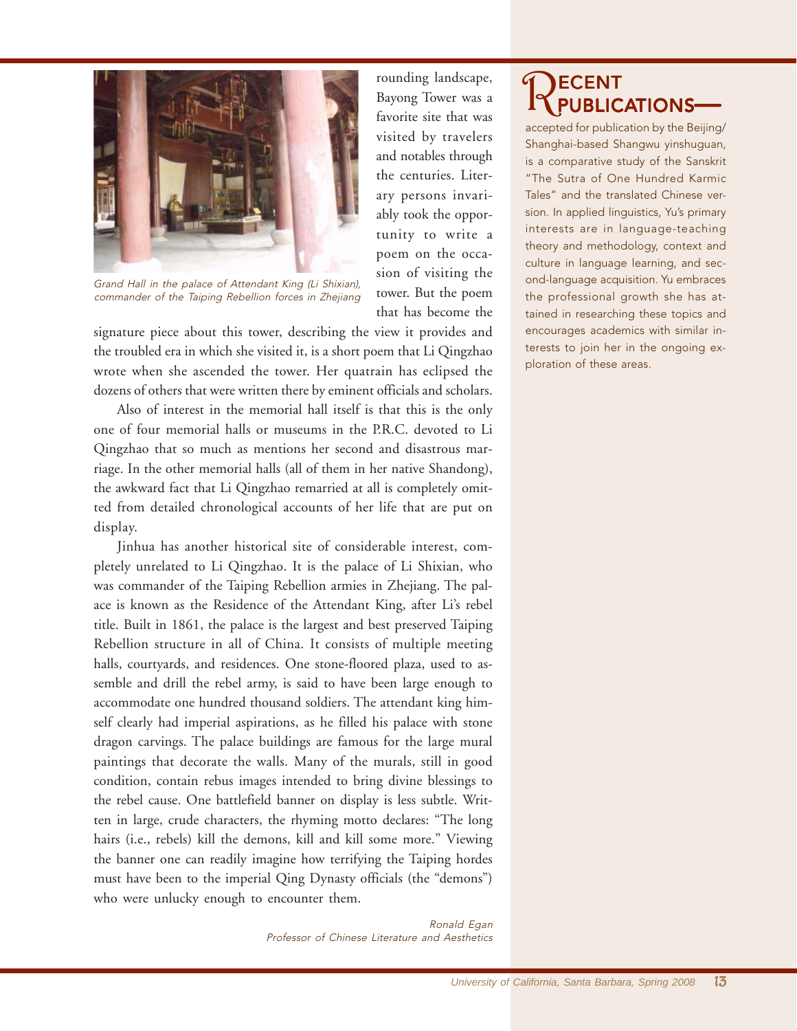Grand Hall in the palace of Attendant King (Li Shixian), commander of the Taiping Rebellion forces in Zhejiang

rounding landscape, Bayong Tower was a favorite site that was visited by travelers and notables through the centuries. Literary persons invariably took the opportunity to write a poem on the occasion of visiting the tower. But the poem that has become the signature piece about this tower, describing the view it provides and the troubled era in which she visited it, is a short poem that Li Qingzhao wrote when she ascended the tower. Her quatrain has eclipsed the dozens of others that were written there by eminent officials and scholars.

Also of interest in the memorial hall itself is that this is the only one of four memorial halls or museums in the P.R.C. devoted to Li Qingzhao that so much as mentions her second and disastrous marriage. In the other memorial halls (all of them in her native Shandong), the awkward fact that Li Qingzhao remarried at all is completely omitted from detailed chronological accounts of her life that are put on display.

Jinhua has another historical site of considerable interest, completely unrelated to Li Qingzhao. It is the palace of Li Shixian, who was commander of the Taiping Rebellion armies in Zhejiang. The palace is known as the Residence of the Attendant King, after Li's rebel title. Built in 1861, the palace is the largest and best preserved Taiping Rebellion structure in all of China. It consists of multiple meeting halls, courtyards, and residences. One stone-floored plaza, used to assemble and drill the rebel army, is said to have been large enough to accommodate one hundred thousand soldiers. The attendant king himself clearly had imperial aspirations, as he filled his palace with stone dragon carvings. The palace buildings are famous for the large mural paintings that decorate the walls. Many of the murals, still in good condition, contain rebus images intended to bring divine blessings to the rebel cause. One battlefield banner on display is less subtle. Written in large, crude characters, the rhyming motto declares: "The long hairs (i.e., rebels) kill the demons, kill and kill some more." Viewing the banner one can readily imagine how terrifying the Taiping hordes must have been to the imperial Qing Dynasty officials (the "demons") who were unlucky enough to encounter them.

*Ronald Egan*
*Professor of Chinese Literature and Aesthetics*

# Recent Publications—

accepted for publication by the Beijing/Shanghai-based Shangwu yinshuguan, is a comparative study of the Sanskrit "The Sutra of One Hundred Karmic Tales" and the translated Chinese version. In applied linguistics, Yu's primary interests are in language-teaching theory and methodology, context and culture in language learning, and second-language acquisition. Yu embraces the professional growth she has attained in researching these topics and encourages academics with similar interests to join her in the ongoing exploration of these areas.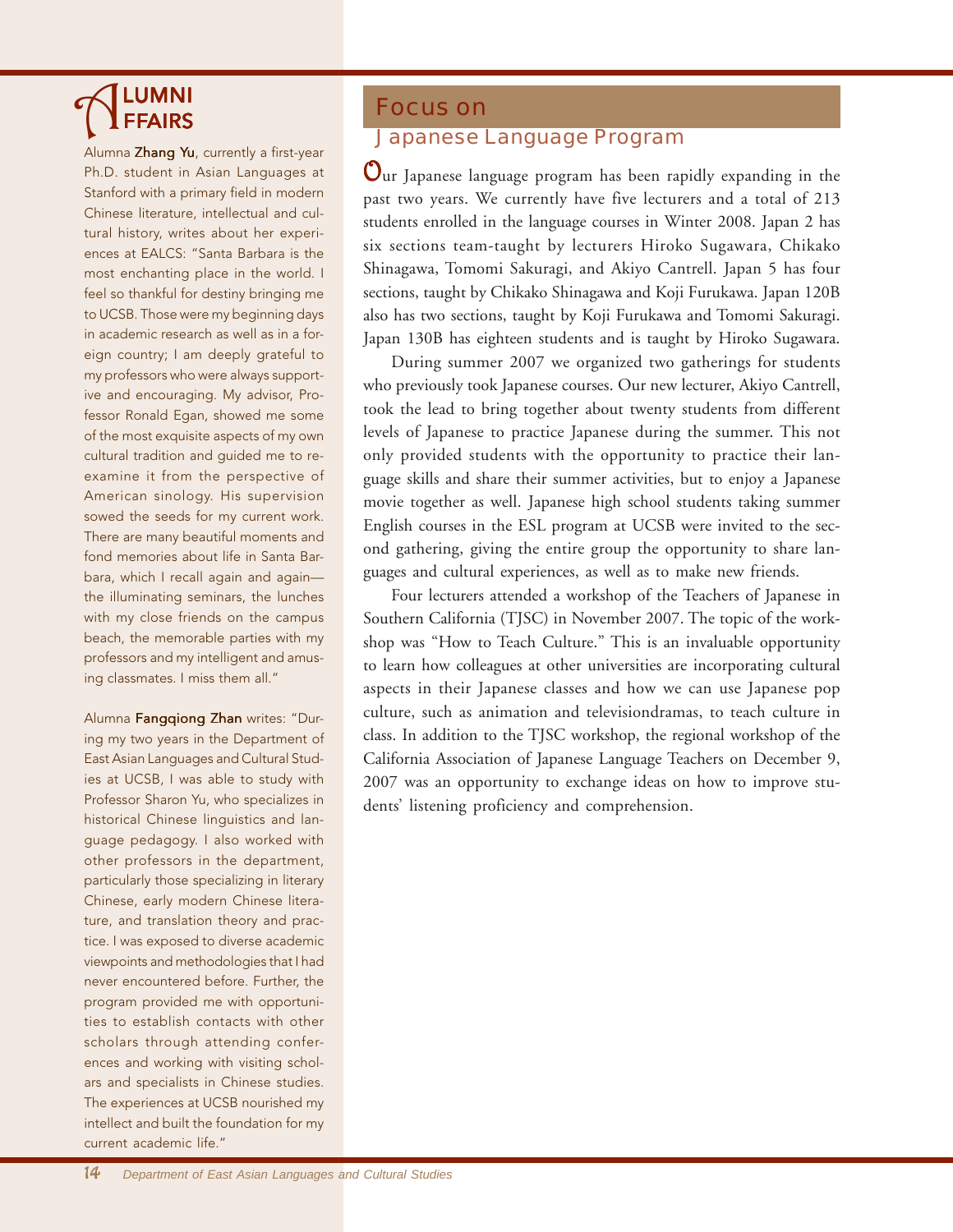# ALUMNI AFFAIRS

Alumna **Zhang Yu**, currently a first-year Ph.D. student in Asian Languages at Stanford with a primary field in modern Chinese literature, intellectual and cultural history, writes about her experiences at EALCS: "Santa Barbara is the most enchanting place in the world. I feel so thankful for destiny bringing me to UCSB. Those were my beginning days in academic research as well as in a foreign country; I am deeply grateful to my professors who were always supportive and encouraging. My advisor, Professor Ronald Egan, showed me some of the most exquisite aspects of my own cultural tradition and guided me to re-examine it from the perspective of American sinology. His supervision sowed the seeds for my current work. There are many beautiful moments and fond memories about life in Santa Barbara, which I recall again and again—the illuminating seminars, the lunches with my close friends on the campus beach, the memorable parties with my professors and my intelligent and amusing classmates. I miss them all."

Alumna **Fangqiong Zhan** writes: "During my two years in the Department of East Asian Languages and Cultural Studies at UCSB, I was able to study with Professor Sharon Yu, who specializes in historical Chinese linguistics and language pedagogy. I also worked with other professors in the department, particularly those specializing in literary Chinese, early modern Chinese literature, and translation theory and practice. I was exposed to diverse academic viewpoints and methodologies that I had never encountered before. Further, the program provided me with opportunities to establish contacts with other scholars through attending conferences and working with visiting scholars and specialists in Chinese studies. The experiences at UCSB nourished my intellect and built the foundation for my current academic life."

## Focus on

### Japanese Language Program

Our Japanese language program has been rapidly expanding in the past two years. We currently have five lecturers and a total of 213 students enrolled in the language courses in Winter 2008. Japan 2 has six sections team-taught by lecturers Hiroko Sugawara, Chikako Shinagawa, Tomomi Sakuragi, and Akiyo Cantrell. Japan 5 has four sections, taught by Chikako Shinagawa and Koji Furukawa. Japan 120B also has two sections, taught by Koji Furukawa and Tomomi Sakuragi. Japan 130B has eighteen students and is taught by Hiroko Sugawara.

During summer 2007 we organized two gatherings for students who previously took Japanese courses. Our new lecturer, Akiyo Cantrell, took the lead to bring together about twenty students from different levels of Japanese to practice Japanese during the summer. This not only provided students with the opportunity to practice their language skills and share their summer activities, but to enjoy a Japanese movie together as well. Japanese high school students taking summer English courses in the ESL program at UCSB were invited to the second gathering, giving the entire group the opportunity to share languages and cultural experiences, as well as to make new friends.

Four lecturers attended a workshop of the Teachers of Japanese in Southern California (TJSC) in November 2007. The topic of the workshop was "How to Teach Culture." This is an invaluable opportunity to learn how colleagues at other universities are incorporating cultural aspects in their Japanese classes and how we can use Japanese pop culture, such as animation and televisiondramas, to teach culture in class. In addition to the TJSC workshop, the regional workshop of the California Association of Japanese Language Teachers on December 9, 2007 was an opportunity to exchange ideas on how to improve students' listening proficiency and comprehension.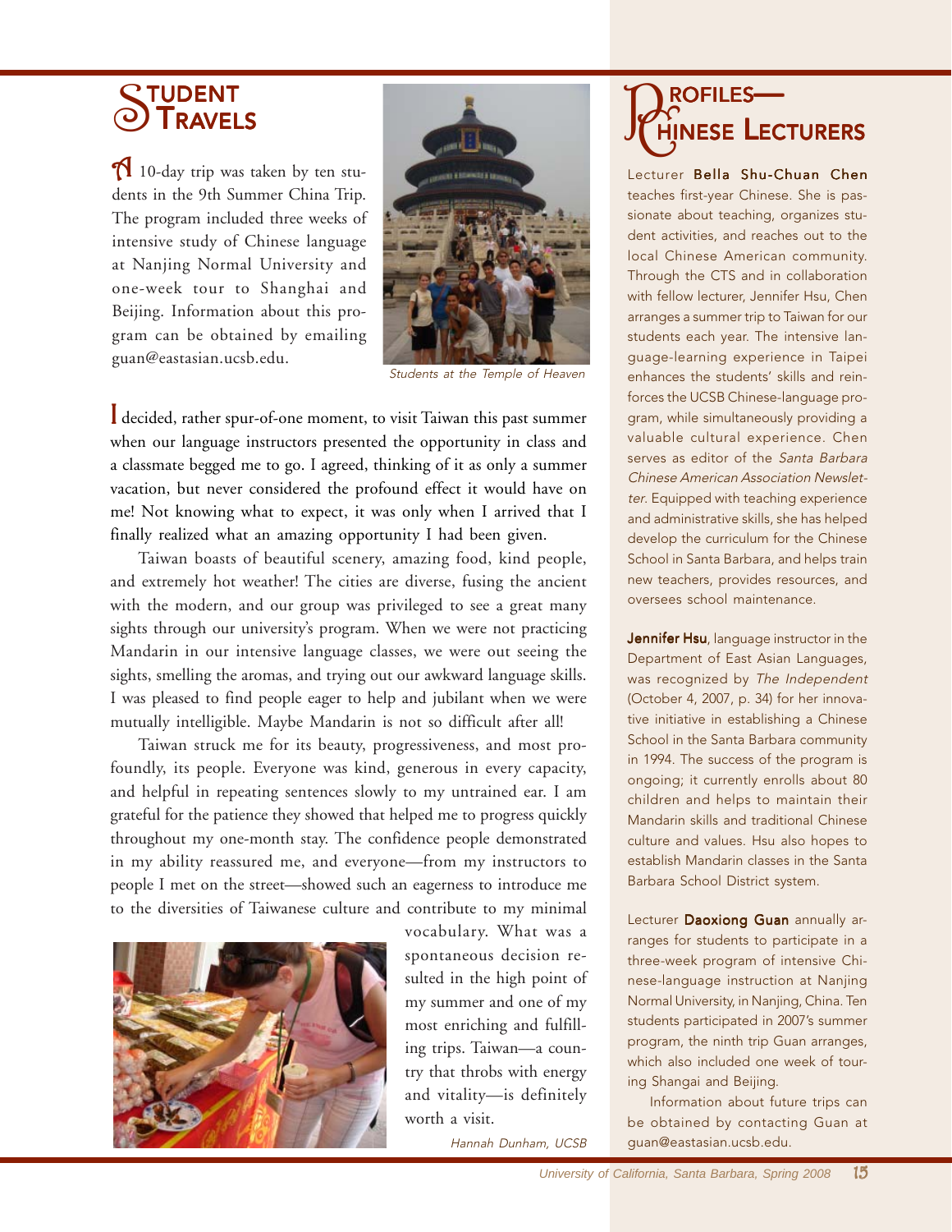## Student Travels

A 10-day trip was taken by ten students in the 9th Summer China Trip. The program included three weeks of intensive study of Chinese language at Nanjing Normal University and one-week tour to Shanghai and Beijing. Information about this program can be obtained by emailing guan@eastasian.ucsb.edu.

Students at the Temple of Heaven

I decided, rather spur-of-one moment, to visit Taiwan this past summer when our language instructors presented the opportunity in class and a classmate begged me to go. I agreed, thinking of it as only a summer vacation, but never considered the profound effect it would have on me! Not knowing what to expect, it was only when I arrived that I finally realized what an amazing opportunity I had been given.

Taiwan boasts of beautiful scenery, amazing food, kind people, and extremely hot weather! The cities are diverse, fusing the ancient with the modern, and our group was privileged to see a great many sights through our university's program. When we were not practicing Mandarin in our intensive language classes, we were out seeing the sights, smelling the aromas, and trying out our awkward language skills. I was pleased to find people eager to help and jubilant when we were mutually intelligible. Maybe Mandarin is not so difficult after all!

Taiwan struck me for its beauty, progressiveness, and most profoundly, its people. Everyone was kind, generous in every capacity, and helpful in repeating sentences slowly to my untrained ear. I am grateful for the patience they showed that helped me to progress quickly throughout my one-month stay. The confidence people demonstrated in my ability reassured me, and everyone—from my instructors to people I met on the street—showed such an eagerness to introduce me to the diversities of Taiwanese culture and contribute to my minimal vocabulary. What was a spontaneous decision resulted in the high point of my summer and one of my most enriching and fulfilling trips. Taiwan—a country that throbs with energy and vitality—is definitely worth a visit.

*Hannah Dunham, UCSB*

## Profiles—Chinese Lecturers

Lecturer **Bella Shu-Chuan Chen** teaches first-year Chinese. She is passionate about teaching, organizes student activities, and reaches out to the local Chinese American community. Through the CTS and in collaboration with fellow lecturer, Jennifer Hsu, Chen arranges a summer trip to Taiwan for our students each year. The intensive language-learning experience in Taipei enhances the students' skills and reinforces the UCSB Chinese-language program, while simultaneously providing a valuable cultural experience. Chen serves as editor of the *Santa Barbara Chinese American Association Newsletter*. Equipped with teaching experience and administrative skills, she has helped develop the curriculum for the Chinese School in Santa Barbara, and helps train new teachers, provides resources, and oversees school maintenance.

**Jennifer Hsu**, language instructor in the Department of East Asian Languages, was recognized by *The Independent* (October 4, 2007, p. 34) for her innovative initiative in establishing a Chinese School in the Santa Barbara community in 1994. The success of the program is ongoing; it currently enrolls about 80 children and helps to maintain their Mandarin skills and traditional Chinese culture and values. Hsu also hopes to establish Mandarin classes in the Santa Barbara School District system.

Lecturer **Daoxiong Guan** annually arranges for students to participate in a three-week program of intensive Chinese-language instruction at Nanjing Normal University, in Nanjing, China. Ten students participated in 2007's summer program, the ninth trip Guan arranges, which also included one week of touring Shangai and Beijing.

Information about future trips can be obtained by contacting Guan at guan@eastasian.ucsb.edu.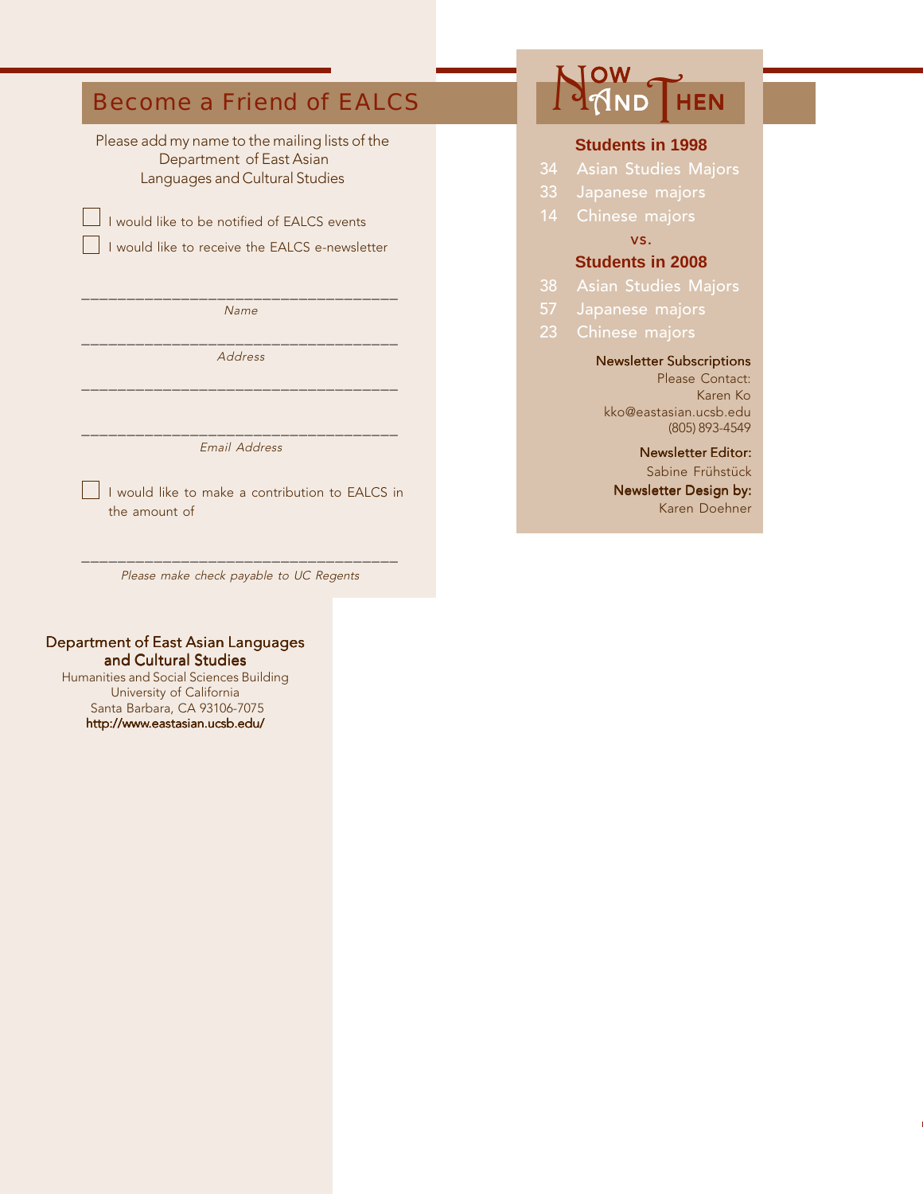## Become a Friend of EALCS

Please add my name to the mailing lists of the Department of East Asian Languages and Cultural Studies

☐ I would like to be notified of EALCS events

☐ I would like to receive the EALCS e-newsletter

____________________________________
*Name*

____________________________________
*Address*

____________________________________

____________________________________
*Email Address*

☐ I would like to make a contribution to EALCS in the amount of

____________________________________
*Please make check payable to UC Regents*

**Department of East Asian Languages and Cultural Studies**
Humanities and Social Sciences Building
University of California
Santa Barbara, CA 93106-7075
**http://www.eastasian.ucsb.edu/**

## Now And Then

### Students in 1998

34 Asian Studies Majors
33 Japanese majors
14 Chinese majors

vs.

### Students in 2008

38 Asian Studies Majors
57 Japanese majors
23 Chinese majors

**Newsletter Subscriptions**
Please Contact:
Karen Ko
kko@eastasian.ucsb.edu
(805) 893-4549

**Newsletter Editor:**
Sabine Frühstück

**Newsletter Design by:**
Karen Doehner